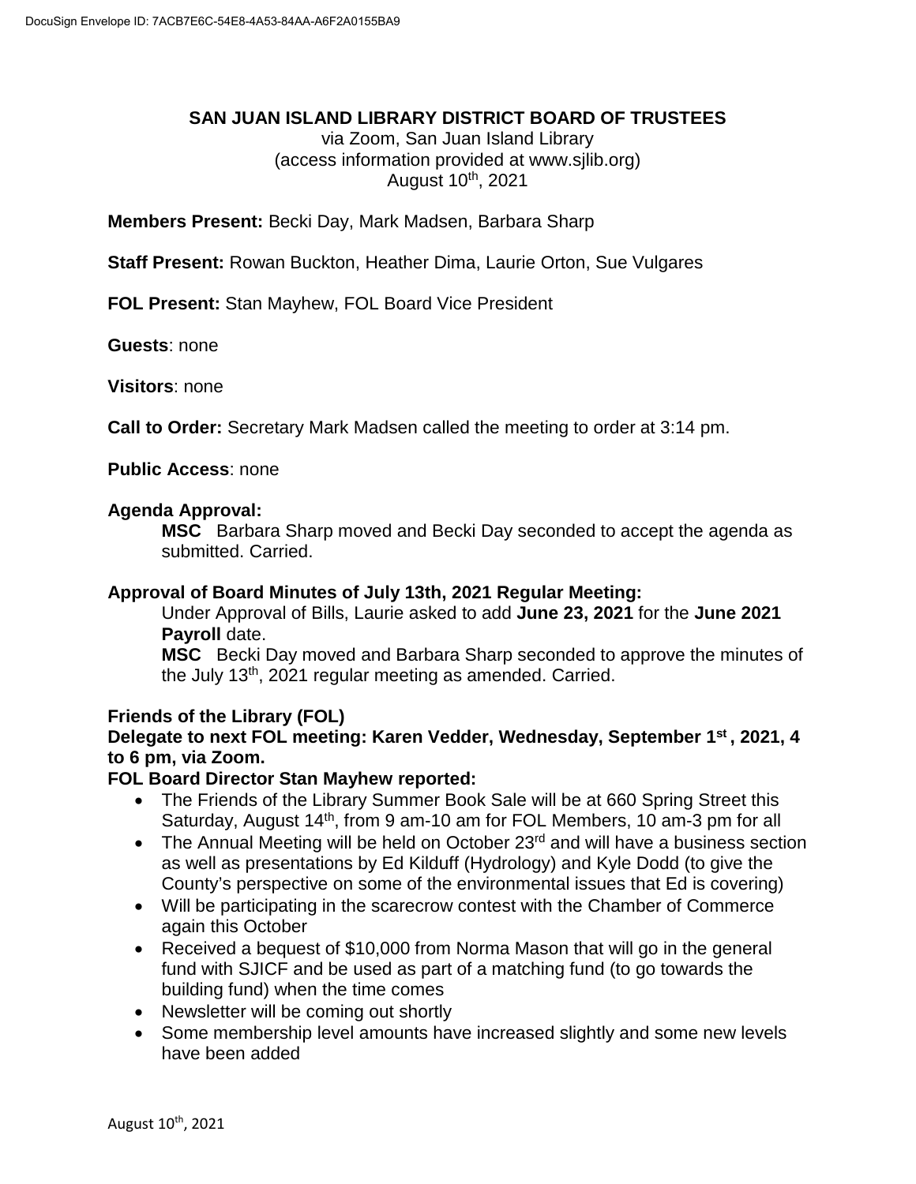# SAN JUAN ISLAND LIBRARY DISTRICT BOARD OF TRUSTEES

via Zoom, San Juan Island Library
(access information provided at www.sjlib.org)
August 10th, 2021

**Members Present:** Becki Day, Mark Madsen, Barbara Sharp

**Staff Present:** Rowan Buckton, Heather Dima, Laurie Orton, Sue Vulgares

**FOL Present:** Stan Mayhew, FOL Board Vice President

**Guests**: none

**Visitors**: none

**Call to Order:** Secretary Mark Madsen called the meeting to order at 3:14 pm.

**Public Access**: none

**Agenda Approval:**

**MSC** Barbara Sharp moved and Becki Day seconded to accept the agenda as submitted. Carried.

**Approval of Board Minutes of July 13th, 2021 Regular Meeting:**

Under Approval of Bills, Laurie asked to add **June 23, 2021** for the **June 2021 Payroll** date.

**MSC** Becki Day moved and Barbara Sharp seconded to approve the minutes of the July 13th, 2021 regular meeting as amended. Carried.

**Friends of the Library (FOL)**

**Delegate to next FOL meeting: Karen Vedder, Wednesday, September 1st, 2021, 4 to 6 pm, via Zoom.**

**FOL Board Director Stan Mayhew reported:**

- The Friends of the Library Summer Book Sale will be at 660 Spring Street this Saturday, August 14th, from 9 am-10 am for FOL Members, 10 am-3 pm for all
- The Annual Meeting will be held on October 23rd and will have a business section as well as presentations by Ed Kilduff (Hydrology) and Kyle Dodd (to give the County's perspective on some of the environmental issues that Ed is covering)
- Will be participating in the scarecrow contest with the Chamber of Commerce again this October
- Received a bequest of $10,000 from Norma Mason that will go in the general fund with SJICF and be used as part of a matching fund (to go towards the building fund) when the time comes
- Newsletter will be coming out shortly
- Some membership level amounts have increased slightly and some new levels have been added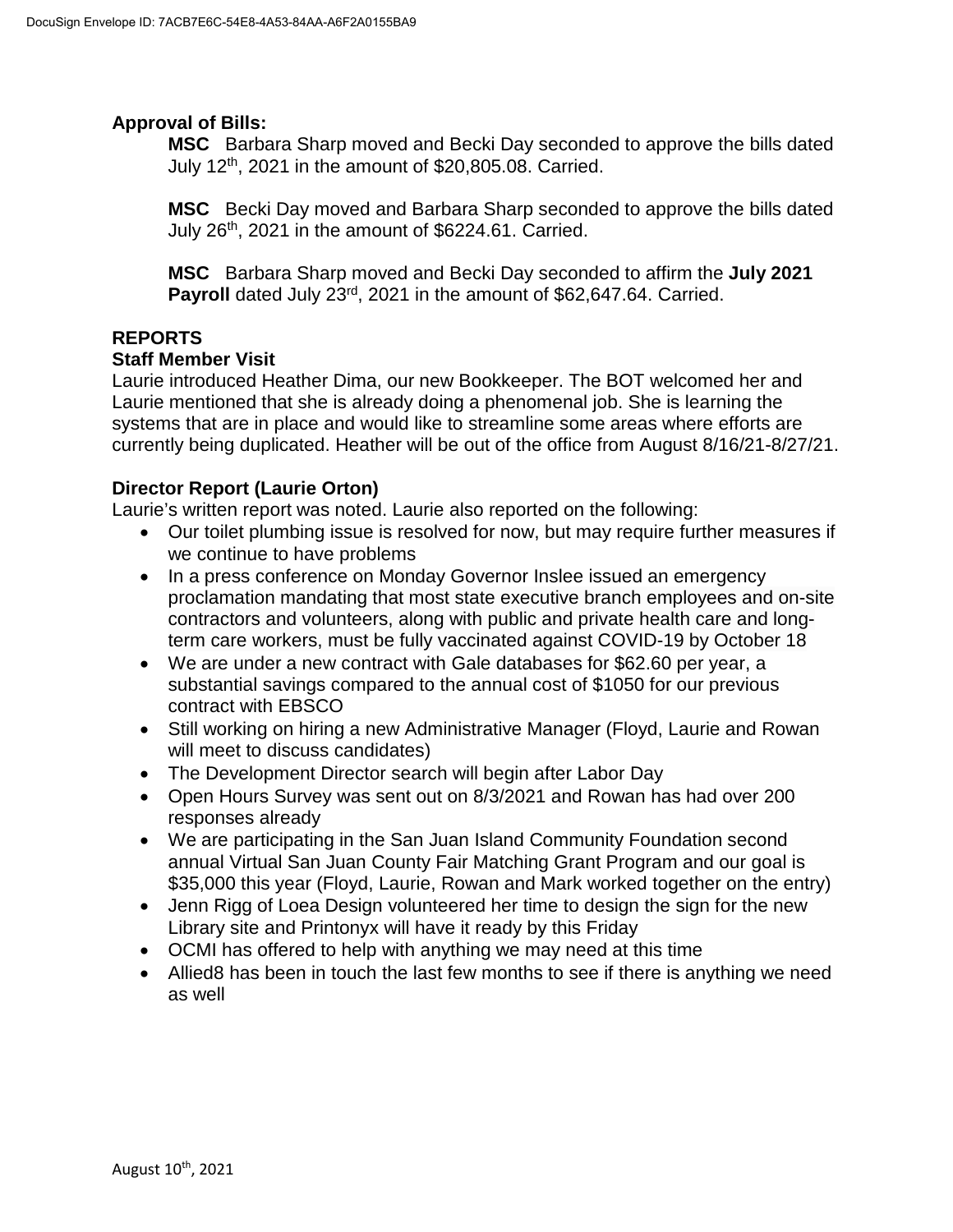**Approval of Bills:**

**MSC** Barbara Sharp moved and Becki Day seconded to approve the bills dated July 12th, 2021 in the amount of $20,805.08. Carried.

**MSC** Becki Day moved and Barbara Sharp seconded to approve the bills dated July 26th, 2021 in the amount of $6224.61. Carried.

**MSC** Barbara Sharp moved and Becki Day seconded to affirm the **July 2021 Payroll** dated July 23rd, 2021 in the amount of $62,647.64. Carried.

**REPORTS**

**Staff Member Visit**

Laurie introduced Heather Dima, our new Bookkeeper. The BOT welcomed her and Laurie mentioned that she is already doing a phenomenal job. She is learning the systems that are in place and would like to streamline some areas where efforts are currently being duplicated. Heather will be out of the office from August 8/16/21-8/27/21.

**Director Report (Laurie Orton)**

Laurie's written report was noted. Laurie also reported on the following:

- Our toilet plumbing issue is resolved for now, but may require further measures if we continue to have problems
- In a press conference on Monday Governor Inslee issued an emergency proclamation mandating that most state executive branch employees and on-site contractors and volunteers, along with public and private health care and long-term care workers, must be fully vaccinated against COVID-19 by October 18
- We are under a new contract with Gale databases for $62.60 per year, a substantial savings compared to the annual cost of $1050 for our previous contract with EBSCO
- Still working on hiring a new Administrative Manager (Floyd, Laurie and Rowan will meet to discuss candidates)
- The Development Director search will begin after Labor Day
- Open Hours Survey was sent out on 8/3/2021 and Rowan has had over 200 responses already
- We are participating in the San Juan Island Community Foundation second annual Virtual San Juan County Fair Matching Grant Program and our goal is $35,000 this year (Floyd, Laurie, Rowan and Mark worked together on the entry)
- Jenn Rigg of Loea Design volunteered her time to design the sign for the new Library site and Printonyx will have it ready by this Friday
- OCMI has offered to help with anything we may need at this time
- Allied8 has been in touch the last few months to see if there is anything we need as well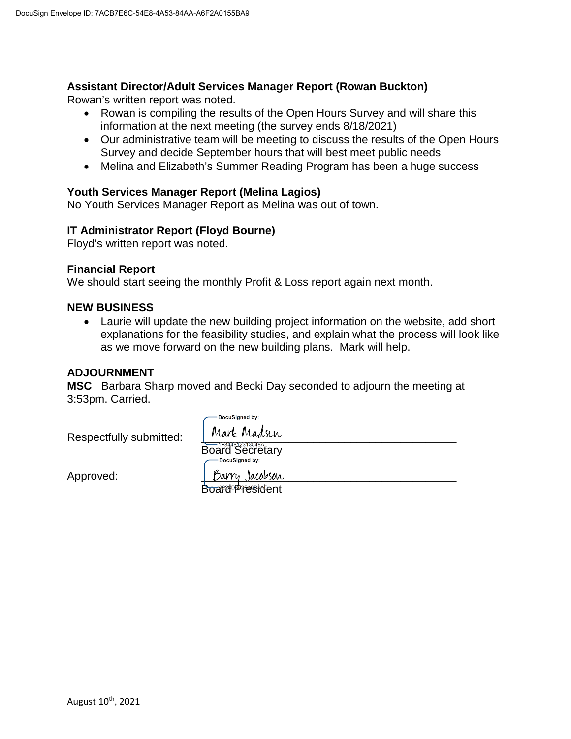### Assistant Director/Adult Services Manager Report (Rowan Buckton)

Rowan's written report was noted.

- Rowan is compiling the results of the Open Hours Survey and will share this information at the next meeting (the survey ends 8/18/2021)
- Our administrative team will be meeting to discuss the results of the Open Hours Survey and decide September hours that will best meet public needs
- Melina and Elizabeth's Summer Reading Program has been a huge success

### Youth Services Manager Report (Melina Lagios)

No Youth Services Manager Report as Melina was out of town.

### IT Administrator Report (Floyd Bourne)

Floyd's written report was noted.

### Financial Report

We should start seeing the monthly Profit & Loss report again next month.

### NEW BUSINESS

- Laurie will update the new building project information on the website, add short explanations for the feasibility studies, and explain what the process will look like as we move forward on the new building plans. Mark will help.

### ADJOURNMENT

**MSC** Barbara Sharp moved and Becki Day seconded to adjourn the meeting at 3:53pm. Carried.

Respectfully submitted: DocuSigned by: Mark Madsen
Board Secretary

Approved: DocuSigned by: Barry Jacobson
Board President

August 10th, 2021